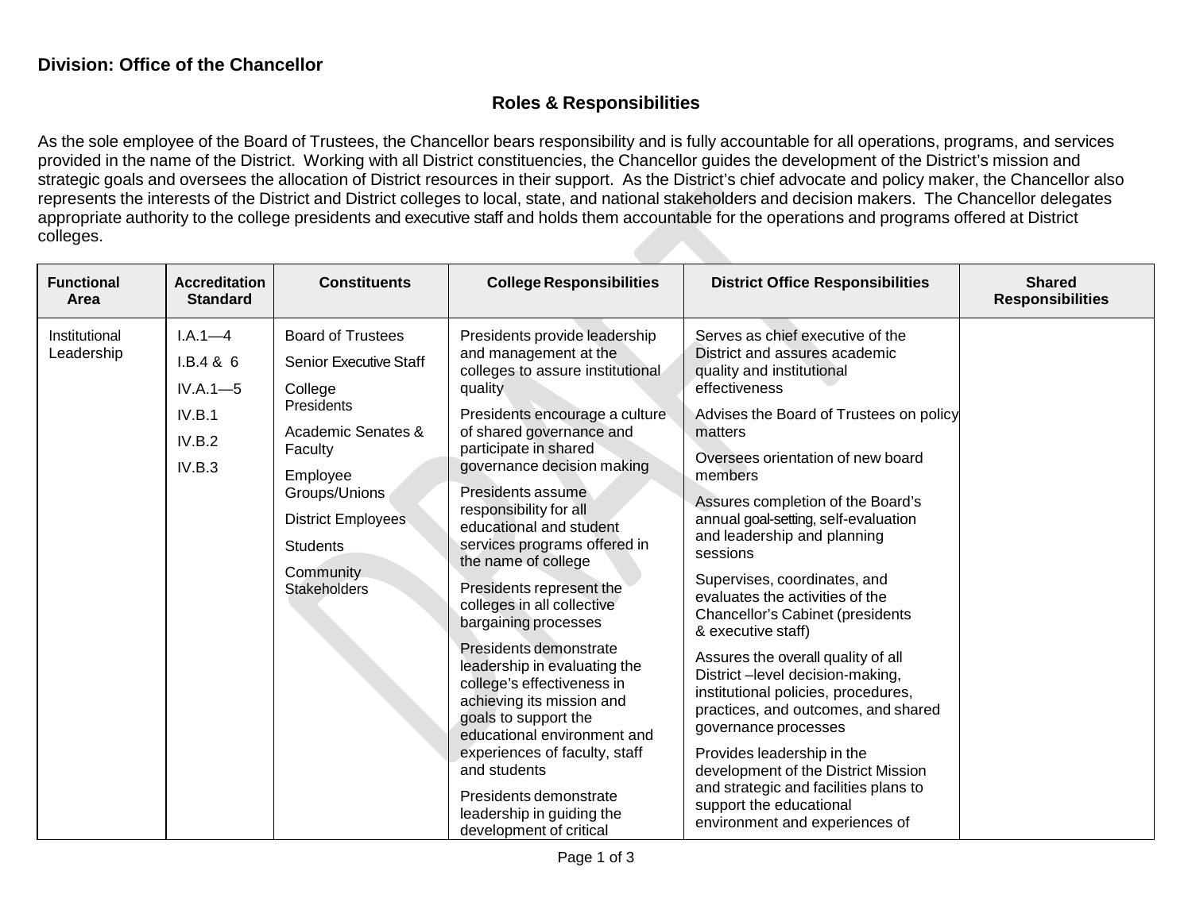**Division: Office of the Chancellor**

## Roles & Responsibilities

As the sole employee of the Board of Trustees, the Chancellor bears responsibility and is fully accountable for all operations, programs, and services provided in the name of the District. Working with all District constituencies, the Chancellor guides the development of the District's mission and strategic goals and oversees the allocation of District resources in their support. As the District's chief advocate and policy maker, the Chancellor also represents the interests of the District and District colleges to local, state, and national stakeholders and decision makers. The Chancellor delegates appropriate authority to the college presidents and executive staff and holds them accountable for the operations and programs offered at District colleges.

| Functional Area | Accreditation Standard | Constituents | College Responsibilities | District Office Responsibilities | Shared Responsibilities |
|---|---|---|---|---|---|
| Institutional Leadership | I.A.1—4<br>I.B.4 & 6<br>IV.A.1—5<br>IV.B.1<br>IV.B.2<br>IV.B.3 | Board of Trustees<br>Senior Executive Staff<br>College Presidents<br>Academic Senates & Faculty<br>Employee Groups/Unions<br>District Employees<br>Students<br>Community Stakeholders | Presidents provide leadership and management at the colleges to assure institutional quality<br>Presidents encourage a culture of shared governance and participate in shared governance decision making<br>Presidents assume responsibility for all educational and student services programs offered in the name of college<br>Presidents represent the colleges in all collective bargaining processes<br>Presidents demonstrate leadership in evaluating the college's effectiveness in achieving its mission and goals to support the educational environment and experiences of faculty, staff and students<br>Presidents demonstrate leadership in guiding the development of critical | Serves as chief executive of the District and assures academic quality and institutional effectiveness<br>Advises the Board of Trustees on policy matters<br>Oversees orientation of new board members<br>Assures completion of the Board's annual goal-setting, self-evaluation and leadership and planning sessions<br>Supervises, coordinates, and evaluates the activities of the Chancellor's Cabinet (presidents & executive staff)<br>Assures the overall quality of all District –level decision-making, institutional policies, procedures, practices, and outcomes, and shared governance processes<br>Provides leadership in the development of the District Mission and strategic and facilities plans to support the educational environment and experiences of | |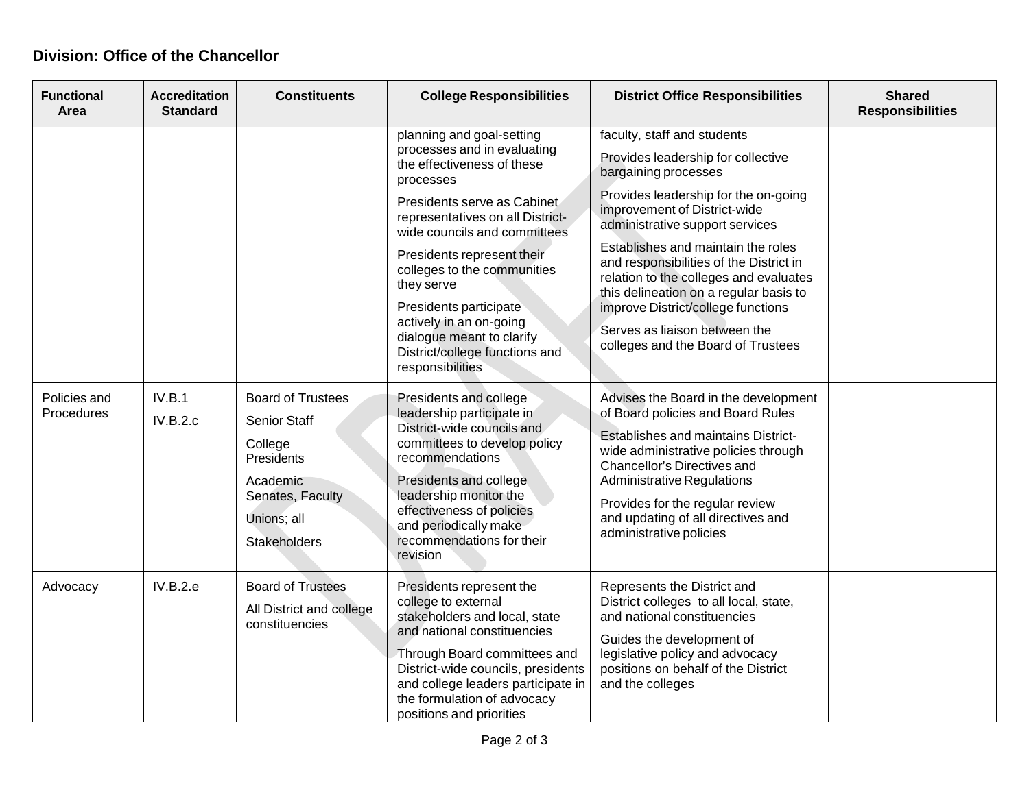**Division: Office of the Chancellor**

| Functional Area | Accreditation Standard | Constituents | College Responsibilities | District Office Responsibilities | Shared Responsibilities |
|---|---|---|---|---|---|
| | | | planning and goal-setting processes and in evaluating the effectiveness of these processes<br><br>Presidents serve as Cabinet representatives on all District-wide councils and committees<br><br>Presidents represent their colleges to the communities they serve<br><br>Presidents participate actively in an on-going dialogue meant to clarify District/college functions and responsibilities | faculty, staff and students<br><br>Provides leadership for collective bargaining processes<br><br>Provides leadership for the on-going improvement of District-wide administrative support services<br><br>Establishes and maintain the roles and responsibilities of the District in relation to the colleges and evaluates this delineation on a regular basis to improve District/college functions<br><br>Serves as liaison between the colleges and the Board of Trustees | |
| Policies and Procedures | IV.B.1<br><br>IV.B.2.c | Board of Trustees<br><br>Senior Staff<br><br>College Presidents<br><br>Academic Senates, Faculty<br><br>Unions; all<br><br>Stakeholders | Presidents and college leadership participate in District-wide councils and committees to develop policy recommendations<br><br>Presidents and college leadership monitor the effectiveness of policies and periodically make recommendations for their revision | Advises the Board in the development of Board policies and Board Rules<br><br>Establishes and maintains District-wide administrative policies through Chancellor's Directives and Administrative Regulations<br><br>Provides for the regular review and updating of all directives and administrative policies | |
| Advocacy | IV.B.2.e | Board of Trustees<br><br>All District and college constituencies | Presidents represent the college to external stakeholders and local, state and national constituencies<br><br>Through Board committees and District-wide councils, presidents and college leaders participate in the formulation of advocacy positions and priorities | Represents the District and District colleges to all local, state, and national constituencies<br><br>Guides the development of legislative policy and advocacy positions on behalf of the District and the colleges | |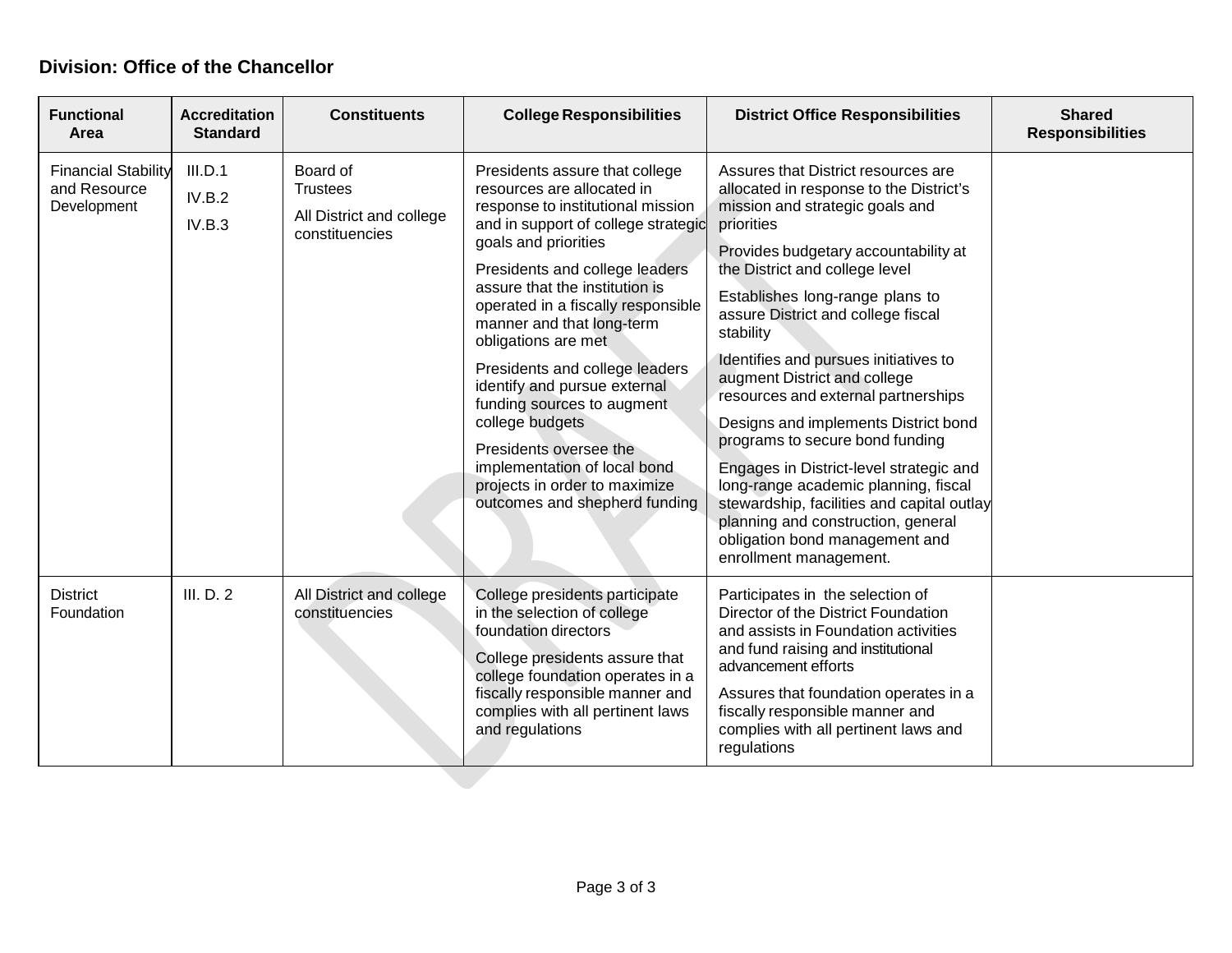**Division: Office of the Chancellor**

| Functional Area | Accreditation Standard | Constituents | College Responsibilities | District Office Responsibilities | Shared Responsibilities |
|---|---|---|---|---|---|
| Financial Stability and Resource Development | III.D.1<br>IV.B.2<br>IV.B.3 | Board of Trustees<br>All District and college constituencies | Presidents assure that college resources are allocated in response to institutional mission and in support of college strategic goals and priorities<br>Presidents and college leaders assure that the institution is operated in a fiscally responsible manner and that long-term obligations are met<br>Presidents and college leaders identify and pursue external funding sources to augment college budgets<br>Presidents oversee the implementation of local bond projects in order to maximize outcomes and shepherd funding | Assures that District resources are allocated in response to the District's mission and strategic goals and priorities<br>Provides budgetary accountability at the District and college level<br>Establishes long-range plans to assure District and college fiscal stability<br>Identifies and pursues initiatives to augment District and college resources and external partnerships<br>Designs and implements District bond programs to secure bond funding<br>Engages in District-level strategic and long-range academic planning, fiscal stewardship, facilities and capital outlay planning and construction, general obligation bond management and enrollment management. | |
| District Foundation | III. D. 2 | All District and college constituencies | College presidents participate in the selection of college foundation directors<br>College presidents assure that college foundation operates in a fiscally responsible manner and complies with all pertinent laws and regulations | Participates in the selection of Director of the District Foundation and assists in Foundation activities and fund raising and institutional advancement efforts<br>Assures that foundation operates in a fiscally responsible manner and complies with all pertinent laws and regulations | |